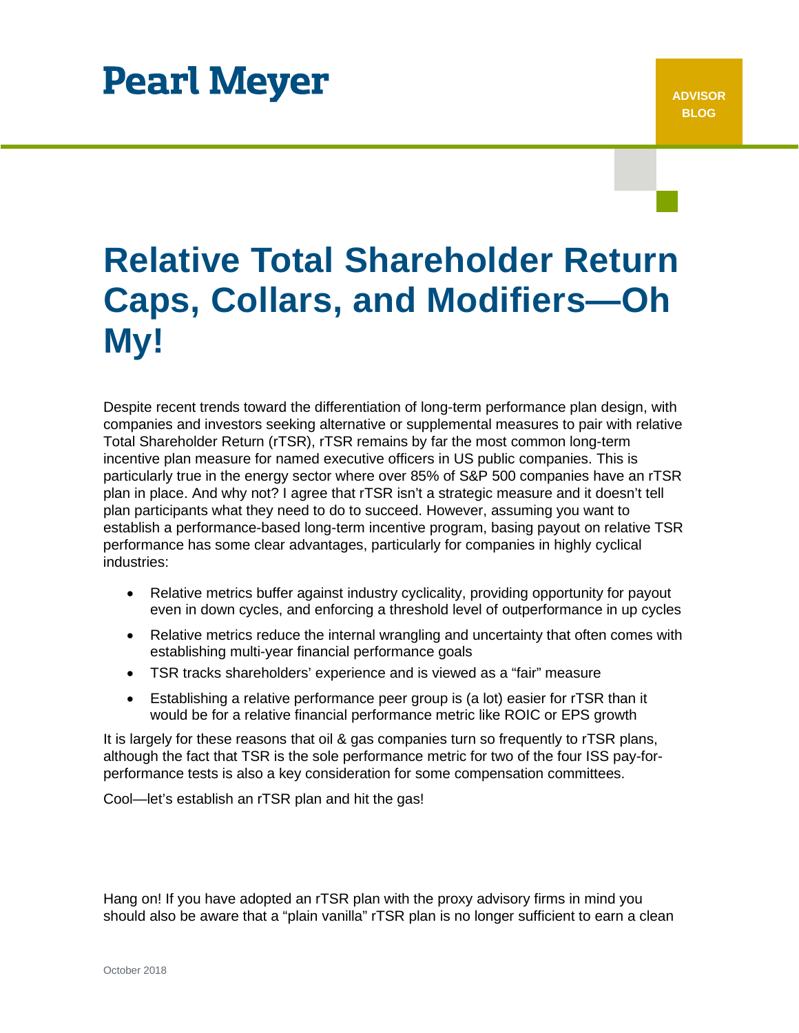Pearl Meyer

ADVISOR BLOG

# Relative Total Shareholder Return Caps, Collars, and Modifiers—Oh My!

Despite recent trends toward the differentiation of long-term performance plan design, with companies and investors seeking alternative or supplemental measures to pair with relative Total Shareholder Return (rTSR), rTSR remains by far the most common long-term incentive plan measure for named executive officers in US public companies. This is particularly true in the energy sector where over 85% of S&P 500 companies have an rTSR plan in place. And why not? I agree that rTSR isn't a strategic measure and it doesn't tell plan participants what they need to do to succeed. However, assuming you want to establish a performance-based long-term incentive program, basing payout on relative TSR performance has some clear advantages, particularly for companies in highly cyclical industries:

- Relative metrics buffer against industry cyclicality, providing opportunity for payout even in down cycles, and enforcing a threshold level of outperformance in up cycles
- Relative metrics reduce the internal wrangling and uncertainty that often comes with establishing multi-year financial performance goals
- TSR tracks shareholders' experience and is viewed as a "fair" measure
- Establishing a relative performance peer group is (a lot) easier for rTSR than it would be for a relative financial performance metric like ROIC or EPS growth

It is largely for these reasons that oil & gas companies turn so frequently to rTSR plans, although the fact that TSR is the sole performance metric for two of the four ISS pay-for-performance tests is also a key consideration for some compensation committees.

Cool—let's establish an rTSR plan and hit the gas!

Hang on! If you have adopted an rTSR plan with the proxy advisory firms in mind you should also be aware that a "plain vanilla" rTSR plan is no longer sufficient to earn a clean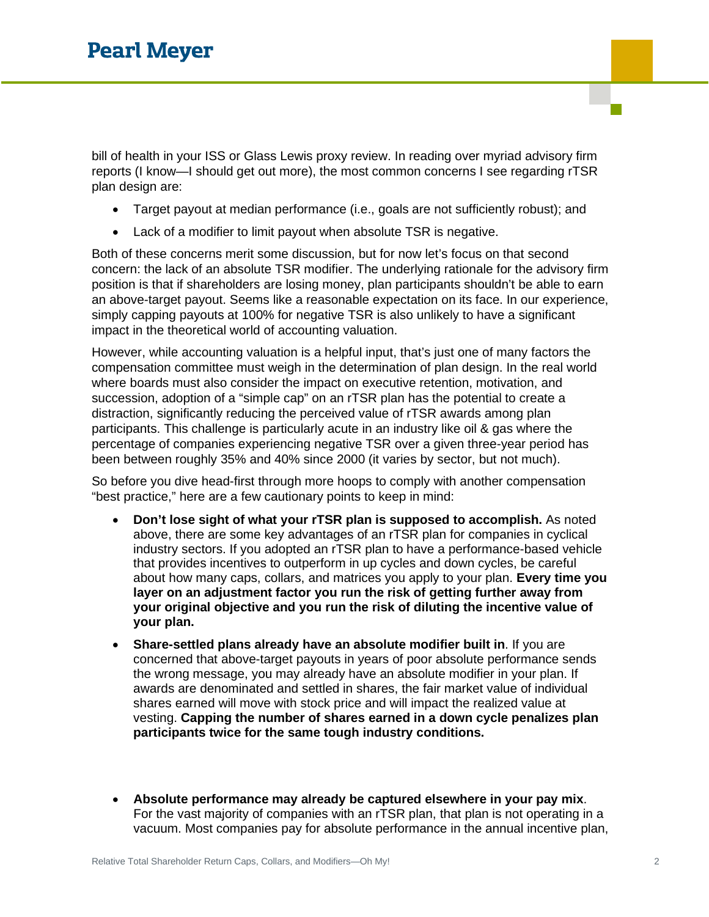bill of health in your ISS or Glass Lewis proxy review. In reading over myriad advisory firm reports (I know—I should get out more), the most common concerns I see regarding rTSR plan design are:

- Target payout at median performance (i.e., goals are not sufficiently robust); and
- Lack of a modifier to limit payout when absolute TSR is negative.

Both of these concerns merit some discussion, but for now let's focus on that second concern: the lack of an absolute TSR modifier. The underlying rationale for the advisory firm position is that if shareholders are losing money, plan participants shouldn't be able to earn an above-target payout. Seems like a reasonable expectation on its face. In our experience, simply capping payouts at 100% for negative TSR is also unlikely to have a significant impact in the theoretical world of accounting valuation.

However, while accounting valuation is a helpful input, that's just one of many factors the compensation committee must weigh in the determination of plan design. In the real world where boards must also consider the impact on executive retention, motivation, and succession, adoption of a "simple cap" on an rTSR plan has the potential to create a distraction, significantly reducing the perceived value of rTSR awards among plan participants. This challenge is particularly acute in an industry like oil & gas where the percentage of companies experiencing negative TSR over a given three-year period has been between roughly 35% and 40% since 2000 (it varies by sector, but not much).

So before you dive head-first through more hoops to comply with another compensation "best practice," here are a few cautionary points to keep in mind:

- **Don't lose sight of what your rTSR plan is supposed to accomplish.** As noted above, there are some key advantages of an rTSR plan for companies in cyclical industry sectors. If you adopted an rTSR plan to have a performance-based vehicle that provides incentives to outperform in up cycles and down cycles, be careful about how many caps, collars, and matrices you apply to your plan. **Every time you layer on an adjustment factor you run the risk of getting further away from your original objective and you run the risk of diluting the incentive value of your plan.**
- **Share-settled plans already have an absolute modifier built in**. If you are concerned that above-target payouts in years of poor absolute performance sends the wrong message, you may already have an absolute modifier in your plan. If awards are denominated and settled in shares, the fair market value of individual shares earned will move with stock price and will impact the realized value at vesting. **Capping the number of shares earned in a down cycle penalizes plan participants twice for the same tough industry conditions.**
- **Absolute performance may already be captured elsewhere in your pay mix**. For the vast majority of companies with an rTSR plan, that plan is not operating in a vacuum. Most companies pay for absolute performance in the annual incentive plan,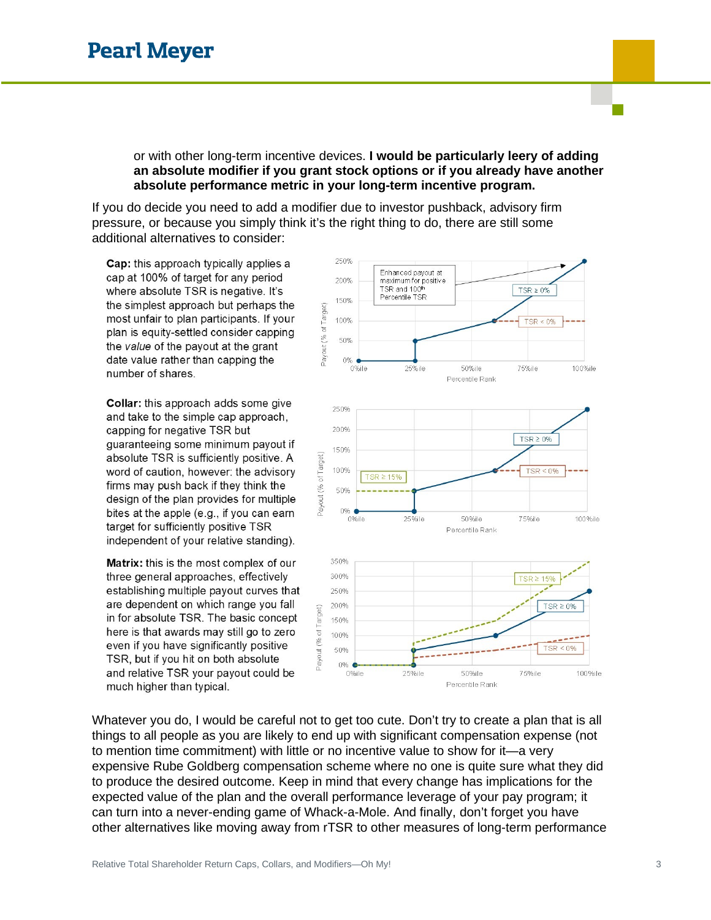or with other long-term incentive devices. **I would be particularly leery of adding an absolute modifier if you grant stock options or if you already have another absolute performance metric in your long-term incentive program.**

If you do decide you need to add a modifier due to investor pushback, advisory firm pressure, or because you simply think it's the right thing to do, there are still some additional alternatives to consider:

**Cap:** this approach typically applies a cap at 100% of target for any period where absolute TSR is negative. It's the simplest approach but perhaps the most unfair to plan participants. If your plan is equity-settled consider capping the *value* of the payout at the grant date value rather than capping the number of shares.

**Collar:** this approach adds some give and take to the simple cap approach, capping for negative TSR but guaranteeing some minimum payout if absolute TSR is sufficiently positive. A word of caution, however: the advisory firms may push back if they think the design of the plan provides for multiple bites at the apple (e.g., if you can earn target for sufficiently positive TSR independent of your relative standing).

**Matrix:** this is the most complex of our three general approaches, effectively establishing multiple payout curves that are dependent on which range you fall in for absolute TSR. The basic concept here is that awards may still go to zero even if you have significantly positive TSR, but if you hit on both absolute and relative TSR your payout could be much higher than typical.

Whatever you do, I would be careful not to get too cute. Don't try to create a plan that is all things to all people as you are likely to end up with significant compensation expense (not to mention time commitment) with little or no incentive value to show for it—a very expensive Rube Goldberg compensation scheme where no one is quite sure what they did to produce the desired outcome. Keep in mind that every change has implications for the expected value of the plan and the overall performance leverage of your pay program; it can turn into a never-ending game of Whack-a-Mole. And finally, don't forget you have other alternatives like moving away from rTSR to other measures of long-term performance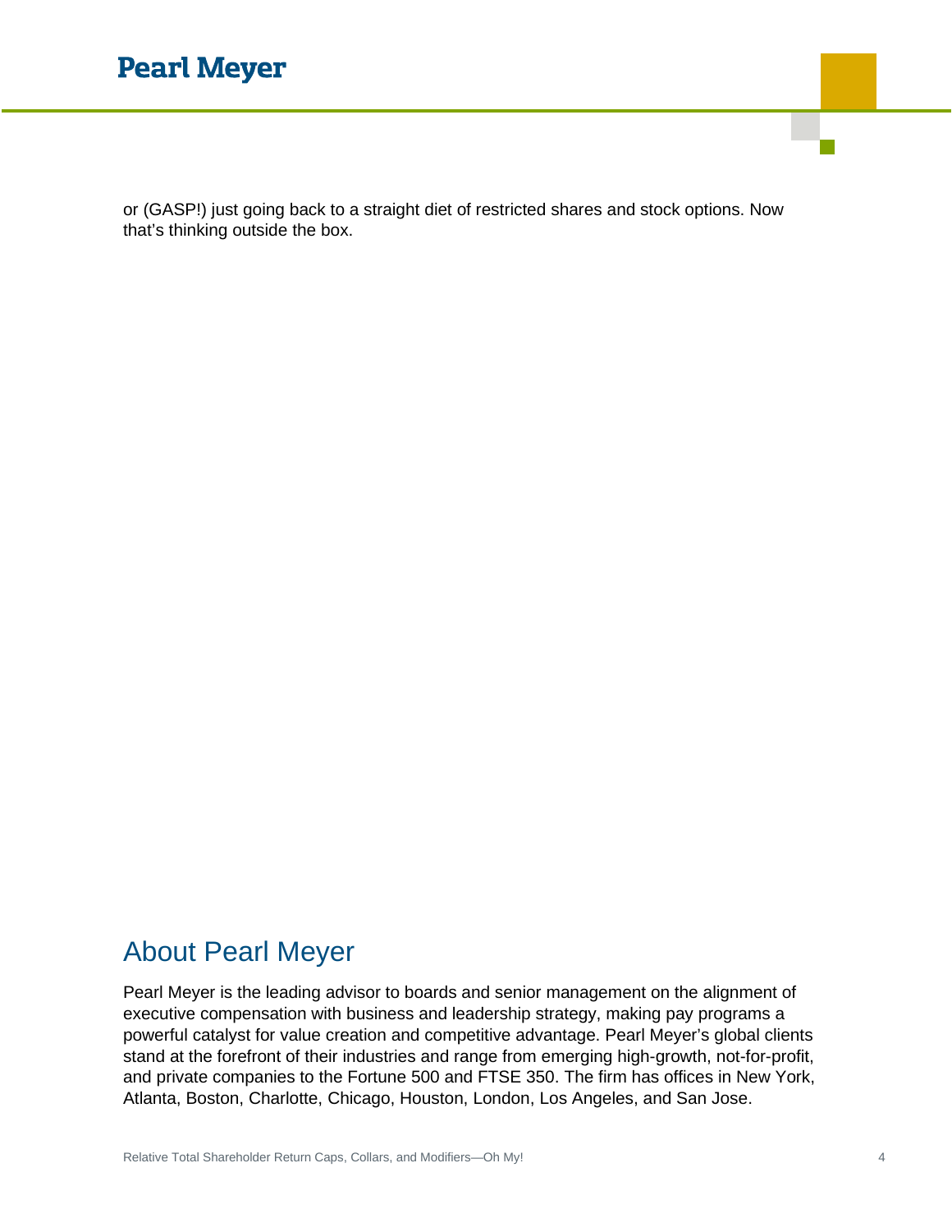or (GASP!) just going back to a straight diet of restricted shares and stock options. Now that's thinking outside the box.

## About Pearl Meyer

Pearl Meyer is the leading advisor to boards and senior management on the alignment of executive compensation with business and leadership strategy, making pay programs a powerful catalyst for value creation and competitive advantage. Pearl Meyer's global clients stand at the forefront of their industries and range from emerging high-growth, not-for-profit, and private companies to the Fortune 500 and FTSE 350. The firm has offices in New York, Atlanta, Boston, Charlotte, Chicago, Houston, London, Los Angeles, and San Jose.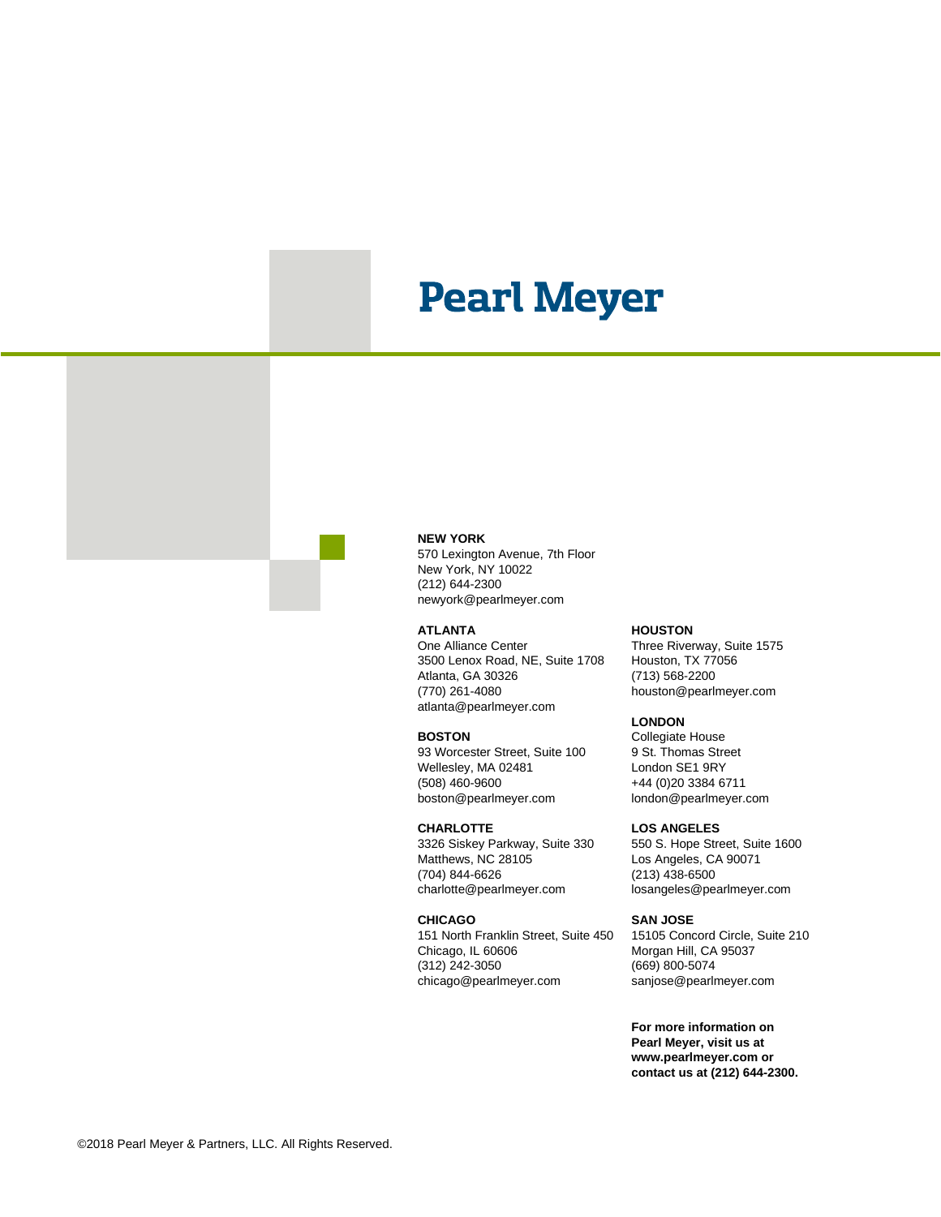# Pearl Meyer

**NEW YORK**
570 Lexington Avenue, 7th Floor
New York, NY 10022
(212) 644-2300
newyork@pearlmeyer.com

**ATLANTA**
One Alliance Center
3500 Lenox Road, NE, Suite 1708
Atlanta, GA 30326
(770) 261-4080
atlanta@pearlmeyer.com

**BOSTON**
93 Worcester Street, Suite 100
Wellesley, MA 02481
(508) 460-9600
boston@pearlmeyer.com

**CHARLOTTE**
3326 Siskey Parkway, Suite 330
Matthews, NC 28105
(704) 844-6626
charlotte@pearlmeyer.com

**CHICAGO**
151 North Franklin Street, Suite 450
Chicago, IL 60606
(312) 242-3050
chicago@pearlmeyer.com

**HOUSTON**
Three Riverway, Suite 1575
Houston, TX 77056
(713) 568-2200
houston@pearlmeyer.com

**LONDON**
Collegiate House
9 St. Thomas Street
London SE1 9RY
+44 (0)20 3384 6711
london@pearlmeyer.com

**LOS ANGELES**
550 S. Hope Street, Suite 1600
Los Angeles, CA 90071
(213) 438-6500
losangeles@pearlmeyer.com

**SAN JOSE**
15105 Concord Circle, Suite 210
Morgan Hill, CA 95037
(669) 800-5074
sanjose@pearlmeyer.com

**For more information on Pearl Meyer, visit us at www.pearlmeyer.com or contact us at (212) 644-2300.**

©2018 Pearl Meyer & Partners, LLC. All Rights Reserved.